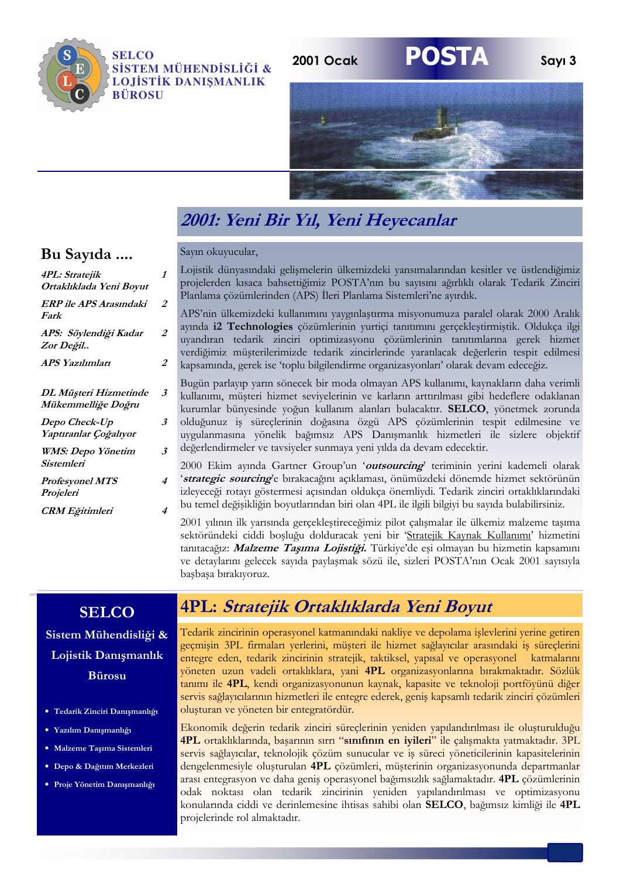**SELCO**
**SİSTEM MÜHENDİSLİĞİ & LOJİSTİK DANIŞMANLIK BÜROSU**

2001 Ocak — **POSTA** — Sayı 3

# *2001: Yeni Bir Yıl, Yeni Heyecanlar*

## Bu Sayıda ....

| | |
|---|---|
| *4PL: Stratejik Ortaklıklada Yeni Boyut* | 1 |
| *ERP ile APS Arasındaki Fark* | 2 |
| *APS: Söylendiği Kadar Zor Değil..* | 2 |
| *APS Yazılımları* | 2 |
| *DL Müşteri Hizmetinde Mükemmelliğe Doğru* | 3 |
| *Depo Check-Up Yaptıranlar Çoğalıyor* | 3 |
| *WMS: Depo Yönetim Sistemleri* | 3 |
| *Profesyonel MTS Projeleri* | 4 |
| *CRM Eğitimleri* | 4 |

Sayın okuyucular,

Lojistik dünyasındaki gelişmelerin ülkemizdeki yansımalarından kesitler ve üstlendiğimiz projelerden kısaca bahsettiğimiz POSTA'nın bu sayısını ağırlıklı olarak Tedarik Zinciri Planlama çözümlerinden (APS) İleri Planlama Sistemleri'ne ayırdık.

APS'nin ülkemizdeki kullanımını yaygınlaştırma misyonumuza paralel olarak 2000 Aralık ayında **i2 Technologies** çözümlerinin yurtiçi tanıtımını gerçekleştirmiştik. Oldukça ilgi uyandıran tedarik zinciri optimizasyonu çözümlerinin tanıtımlarına gerek hizmet verdiğimiz müşterilerimizde tedarik zincirlerinde yaratılacak değerlerin tespit edilmesi kapsamında, gerek ise 'toplu bilgilendirme organizasyonları' olarak devam edeceğiz.

Bugün parlayıp yarın sönecek bir moda olmayan APS kullanımı, kaynakların daha verimli kullanımı, müşteri hizmet seviyelerinin ve karların arttırılması gibi hedeflere odaklanan kurumlar bünyesinde yoğun kullanım alanları bulacaktır. **SELCO**, yönetmek zorunda olduğunuz iş süreçlerinin doğasına özgü APS çözümlerinin tespit edilmesine ve uygulanmasına yönelik bağımsız APS Danışmanlık hizmetleri ile sizlere objektif değerlendirmeler ve tavsiyeler sunmaya yeni yılda da devam edecektir.

2000 Ekim ayında Gartner Group'un '***outsourcing***' teriminin yerini kademeli olarak '***strategic sourcing***'e bırakacağını açıklaması, önümüzdeki dönemde hizmet sektörünün izleyeceği rotayı göstermesi açısından oldukça önemliydi. Tedarik zinciri ortaklıklarındaki bu temel değişikliğin boyutlarından biri olan 4PL ile ilgili bilgiyi bu sayıda bulabilirsiniz.

2001 yılının ilk yarısında gerçekleştireceğimiz pilot çalışmalar ile ülkemiz malzeme taşıma sektöründeki ciddi boşluğu dolduracak yeni bir 'Stratejik Kaynak Kullanımı' hizmetini tanıtacağız: ***Malzeme Taşıma Lojistiği.*** Türkiye'de eşi olmayan bu hizmetin kapsamını ve detaylarını gelecek sayıda paylaşmak sözü ile, sizleri POSTA'nın Ocak 2001 sayısıyla başbaşa bırakıyoruz.

**SELCO**
**Sistem Mühendisliği & Lojistik Danışmanlık Bürosu**

- Tedarik Zinciri Danışmanlığı
- Yazılım Danışmanlığı
- Malzeme Taşıma Sistemleri
- Depo & Dağıtım Merkezleri
- Proje Yönetim Danışmanlığı

# 4PL: *Stratejik Ortaklıklarda Yeni Boyut*

Tedarik zincirinin operasyonel katmanındaki nakliye ve depolama işlevlerini yerine getiren geçmişin 3PL firmaları yerlerini, müşteri ile hizmet sağlayıcılar arasındaki iş süreçlerini entegre eden, tedarik zincirinin stratejik, taktiksel, yapısal ve operasyonel katmanlarını yöneten uzun vadeli ortaklıklara, yani **4PL** organizasyonlarına bırakmaktadır. Sözlük tanımı ile **4PL**, kendi organizasyonunun kaynak, kapasite ve teknoloji portföyünü diğer servis sağlayıcılarının hizmetleri ile entegre ederek, geniş kapsamlı tedarik zinciri çözümleri oluşturan ve yöneten bir entegratördür.

Ekonomik değerin tedarik zinciri süreçlerinin yeniden yapılandırılması ile oluşturulduğu **4PL** ortaklıklarında, başarının sırrı "**sınıfının en iyileri**" ile çalışmakta yatmaktadır. 3PL servis sağlayıcılar, teknolojik çözüm sunucular ve iş süreci yöneticilerinin kapasitelerinin dengelenmesiyle oluşturulan **4PL** çözümleri, müşterinin organizasyonunda departmanlar arası entegrasyon ve daha geniş operasyonel bağımsızlık sağlamaktadır. **4PL** çözümlerinin odak noktası olan tedarik zincirinin yeniden yapılandırılması ve optimizasyonu konularında ciddi ve derinlemesine ihtisas sahibi olan **SELCO**, bağımsız kimliği ile **4PL** projelerinde rol almaktadır.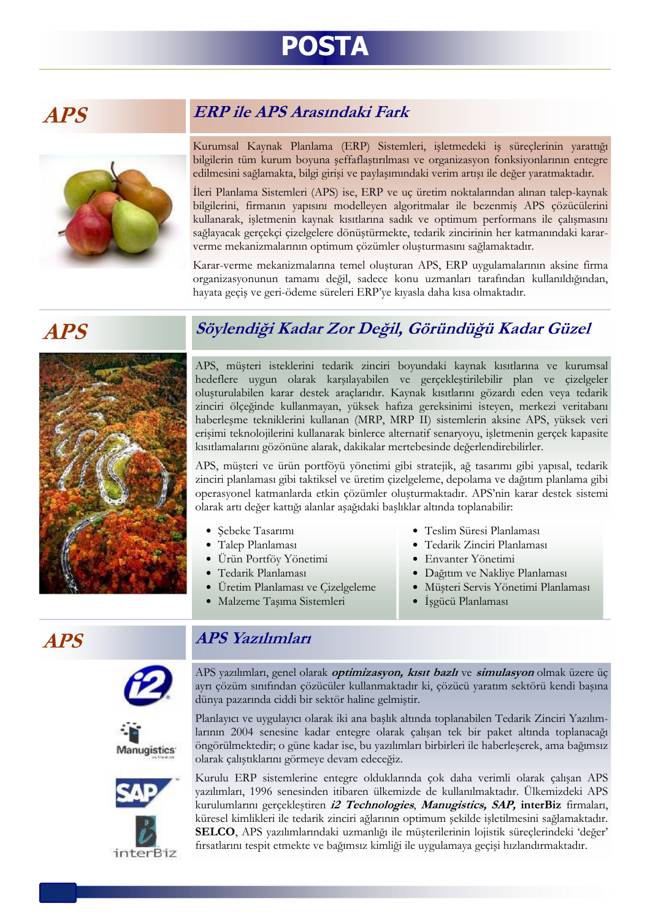# POSTA

## APS

### ERP ile APS Arasındaki Fark

Kurumsal Kaynak Planlama (ERP) Sistemleri, işletmedeki iş süreçlerinin yarattığı bilgilerin tüm kurum boyuna şeffaflaştırılması ve organizasyon fonksiyonlarının entegre edilmesini sağlamakta, bilgi girişi ve paylaşımındaki verim artışı ile değer yaratmaktadır.

İleri Planlama Sistemleri (APS) ise, ERP ve uç üretim noktalarından alınan talep-kaynak bilgilerini, firmanın yapısını modelleyen algoritmalar ile bezenmiş APS çözücülerini kullanarak, işletmenin kaynak kısıtlarına sadık ve optimum performans ile çalışmasını sağlayacak gerçekçi çizelgelere dönüştürmekte, tedarik zincirinin her katmanındaki karar-verme mekanizmalarının optimum çözümler oluşturmasını sağlamaktadır.

Karar-verme mekanizmalarına temel oluşturan APS, ERP uygulamalarının aksine firma organizasyonunun tamamı değil, sadece konu uzmanları tarafından kullanıldığından, hayata geçiş ve geri-ödeme süreleri ERP'ye kıyasla daha kısa olmaktadır.

## APS

### Söylendiği Kadar Zor Değil, Göründüğü Kadar Güzel

APS, müşteri isteklerini tedarik zinciri boyundaki kaynak kısıtlarına ve kurumsal hedeflere uygun olarak karşılayabilen ve gerçekleştirilebilir plan ve çizelgeler oluşturulabilen karar destek araçlarıdır. Kaynak kısıtlarını gözardı eden veya tedarik zinciri ölçeğinde kullanmayan, yüksek hafıza gereksinimi isteyen, merkezi veritabanı haberleşme tekniklerini kullanan (MRP, MRP II) sistemlerin aksine APS, yüksek veri erişimi teknolojilerini kullanarak binlerce alternatif senaryoyu, işletmenin gerçek kapasite kısıtlamalarını gözönüne alarak, dakikalar mertebesinde değerlendirebilirler.

APS, müşteri ve ürün portföyü yönetimi gibi stratejik, ağ tasarımı gibi yapısal, tedarik zinciri planlaması gibi taktiksel ve üretim çizelgeleme, depolama ve dağıtım planlama gibi operasyonel katmanlarda etkin çözümler oluşturmaktadır. APS'nin karar destek sistemi olarak artı değer kattığı alanlar aşağıdaki başlıklar altında toplanabilir:

- Şebeke Tasarımı
- Talep Planlaması
- Ürün Portföy Yönetimi
- Tedarik Planlaması
- Üretim Planlaması ve Çizelgeleme
- Malzeme Taşıma Sistemleri
- Teslim Süresi Planlaması
- Tedarik Zinciri Planlaması
- Envanter Yönetimi
- Dağıtım ve Nakliye Planlaması
- Müşteri Servis Yönetimi Planlaması
- İşgücü Planlaması

## APS

### APS Yazılımları

APS yazılımları, genel olarak ***optimizasyon, kısıt bazlı*** ve ***simulasyon*** olmak üzere üç ayrı çözüm sınıfından çözücüler kullanmaktadır ki, çözücü yaratım sektörü kendi başına dünya pazarında ciddi bir sektör haline gelmiştir.

Planlayıcı ve uygulayıcı olarak iki ana başlık altında toplanabilen Tedarik Zinciri Yazılımlarının 2004 senesine kadar entegre olarak çalışan tek bir paket altında toplanacağı öngörülmektedir; o güne kadar ise, bu yazılımları birbirleri ile haberleşerek, ama bağımsız olarak çalıştıklarını görmeye devam edeceğiz.

Kurulu ERP sistemlerine entegre olduklarında çok daha verimli olarak çalışan APS yazılımları, 1996 senesinden itibaren ülkemizde de kullanılmaktadır. Ülkemizdeki APS kurulumlarını gerçekleştiren ***i2 Technologies***, ***Manugistics, SAP,*** **interBiz** firmaları, küresel kimlikleri ile tedarik zinciri ağlarının optimum şekilde işletilmesini sağlamaktadır. **SELCO**, APS yazılımlarındaki uzmanlığı ile müşterilerinin lojistik süreçlerindeki 'değer' fırsatlarını tespit etmekte ve bağımsız kimliği ile uygulamaya geçişi hızlandırmaktadır.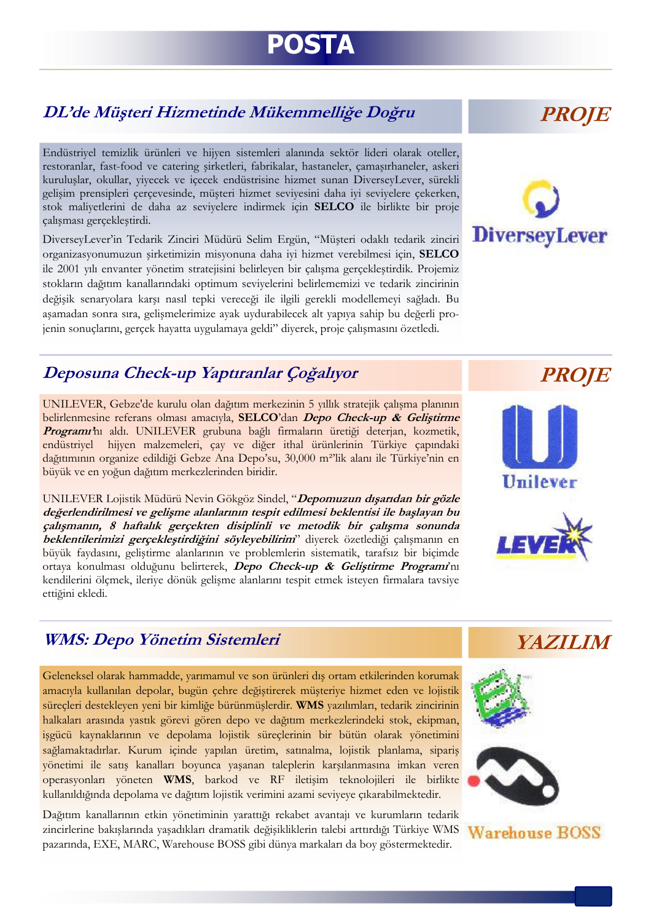# POSTA

## DL'de Müşteri Hizmetinde Mükemmelliğe Doğru

**PROJE**

Endüstriyel temizlik ürünleri ve hijyen sistemleri alanında sektör lideri olarak oteller, restoranlar, fast-food ve catering şirketleri, fabrikalar, hastaneler, çamaşırhaneler, askeri kuruluşlar, okullar, yiyecek ve içecek endüstrisine hizmet sunan DiverseyLever, sürekli gelişim prensipleri çerçevesinde, müşteri hizmet seviyesini daha iyi seviyelere çekerken, stok maliyetlerini de daha az seviyelere indirmek için **SELCO** ile birlikte bir proje çalışması gerçekleştirdi.

DiverseyLever'in Tedarik Zinciri Müdürü Selim Ergün, "Müşteri odaklı tedarik zinciri organizasyonumuzun şirketimizin misyonuna daha iyi hizmet verebilmesi için, **SELCO** ile 2001 yılı envanter yönetim stratejisini belirleyen bir çalışma gerçekleştirdik. Projemiz stokların dağıtım kanallarındaki optimum seviyelerini belirlememizi ve tedarik zincirinin değişik senaryolara karşı nasıl tepki vereceği ile ilgili gerekli modellemeyi sağladı. Bu aşamadan sonra sıra, gelişmelerimize ayak uydurabilecek alt yapıya sahip bu değerli projenin sonuçlarını, gerçek hayatta uygulamaya geldi" diyerek, proje çalışmasını özetledi.

## Deposuna Check-up Yaptıranlar Çoğalıyor

**PROJE**

UNILEVER, Gebze'de kurulu olan dağıtım merkezinin 5 yıllık stratejik çalışma planının belirlenmesine referans olması amacıyla, **SELCO**'dan ***Depo Check-up & Geliştirme Programı***'nı aldı. UNILEVER grubuna bağlı firmaların üretiği deterjan, kozmetik, endüstriyel hijyen malzemeleri, çay ve diğer ithal ürünlerinin Türkiye çapındaki dağıtımının organize edildiği Gebze Ana Depo'su, 30,000 m²'lik alanı ile Türkiye'nin en büyük ve en yoğun dağıtım merkezlerinden biridir.

UNILEVER Lojistik Müdürü Nevin Gökgöz Sindel, "***Depomuzun dışarıdan bir gözle değerlendirilmesi ve gelişme alanlarının tespit edilmesi beklentisi ile başlayan bu çalışmanın, 8 haftalık gerçekten disiplinli ve metodik bir çalışma sonunda beklentilerimizi gerçekleştirdiğini söyleyebilirim***" diyerek özetlediği çalışmanın en büyük faydasını, geliştirme alanlarının ve problemlerin sistematik, tarafsız bir biçimde ortaya konulması olduğunu belirterek, ***Depo Check-up & Geliştirme Programı***'nı kendilerini ölçmek, ileriye dönük gelişme alanlarını tespit etmek isteyen firmalara tavsiye ettiğini ekledi.

## WMS: Depo Yönetim Sistemleri

**YAZILIM**

Geleneksel olarak hammadde, yarımamul ve son ürünleri dış ortam etkilerinden korumak amacıyla kullanılan depolar, bugün çehre değiştirerek müşteriye hizmet eden ve lojistik süreçleri destekleyen yeni bir kimliğe bürünmüşlerdir. **WMS** yazılımları, tedarik zincirinin halkaları arasında yastık görevi gören depo ve dağıtım merkezlerindeki stok, ekipman, işgücü kaynaklarının ve depolama lojistik süreçlerinin bir bütün olarak yönetimini sağlamaktadırlar. Kurum içinde yapılan üretim, satınalma, lojistik planlama, sipariş yönetimi ile satış kanalları boyunca yaşanan taleplerin karşılanmasına imkan veren operasyonları yöneten **WMS**, barkod ve RF iletişim teknolojileri ile birlikte kullanıldığında depolama ve dağıtım lojistik verimini azami seviyeye çıkarabilmektedir.

Dağıtım kanallarının etkin yönetiminin yarattığı rekabet avantajı ve kurumların tedarik zincirlerine bakışlarında yaşadıkları dramatik değişikliklerin talebi arttırdığı Türkiye WMS pazarında, EXE, MARC, Warehouse BOSS gibi dünya markaları da boy göstermektedir.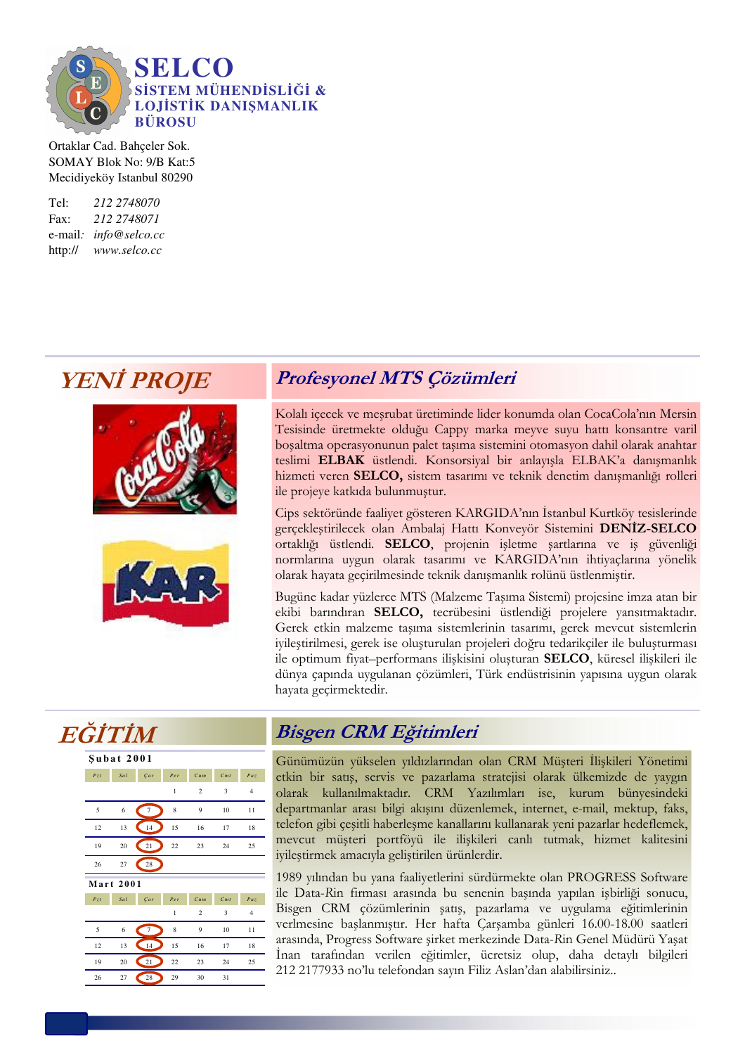# SELCO
**SİSTEM MÜHENDİSLİĞİ & LOJİSTİK DANIŞMANLIK BÜROSU**

Ortaklar Cad. Bahçeler Sok.
SOMAY Blok No: 9/B Kat:5
Mecidiyeköy Istanbul 80290

Tel: *212 2748070*
Fax: *212 2748071*
e-mail: *info@selco.cc*
http:// *www.selco.cc*

## *YENİ PROJE*

## *Profesyonel MTS Çözümleri*

Kolalı içecek ve meşrubat üretiminde lider konumda olan CocaCola'nın Mersin Tesisinde üretmekte olduğu Cappy marka meyve suyu hattı konsantre varil boşaltma operasyonunun palet taşıma sistemini otomasyon dahil olarak anahtar teslimi **ELBAK** üstlendi. Konsorsiyal bir anlayışla ELBAK'a danışmanlık hizmeti veren **SELCO,** sistem tasarımı ve teknik denetim danışmanlığı rolleri ile projeye katkıda bulunmuştur.

Cips sektöründe faaliyet gösteren KARGIDA'nın İstanbul Kurtköy tesislerinde gerçekleştirilecek olan Ambalaj Hattı Konveyör Sistemini **DENİZ-SELCO** ortaklığı üstlendi. **SELCO**, projenin işletme şartlarına ve iş güvenliği normlarına uygun olarak tasarımı ve KARGIDA'nın ihtiyaçlarına yönelik olarak hayata geçirilmesinde teknik danışmanlık rolünü üstlenmiştir.

Bugüne kadar yüzlerce MTS (Malzeme Taşıma Sistemi) projesine imza atan bir ekibi barındıran **SELCO,** tecrübesini üstlendiği projelere yansıtmaktadır. Gerek etkin malzeme taşıma sistemlerinin tasarımı, gerek mevcut sistemlerin iyileştirilmesi, gerek ise oluşturulan projeleri doğru tedarikçiler ile buluşturması ile optimum fiyat–performans ilişkisini oluşturan **SELCO**, küresel ilişkileri ile dünya çapında uygulanan çözümleri, Türk endüstrisinin yapısına uygun olarak hayata geçirmektedir.

## *EĞİTİM*

**Şubat 2001**

| Pzt | Sal | Çar | Per | Cum | Cmt | Paz |
|---|---|---|---|---|---|---|
| | | | 1 | 2 | 3 | 4 |
| 5 | 6 | 7 | 8 | 9 | 10 | 11 |
| 12 | 13 | 14 | 15 | 16 | 17 | 18 |
| 19 | 20 | 21 | 22 | 23 | 24 | 25 |
| 26 | 27 | 28 | | | | |

**Mart 2001**

| Pzt | Sal | Çar | Per | Cum | Cmt | Paz |
|---|---|---|---|---|---|---|
| | | | 1 | 2 | 3 | 4 |
| 5 | 6 | 7 | 8 | 9 | 10 | 11 |
| 12 | 13 | 14 | 15 | 16 | 17 | 18 |
| 19 | 20 | 21 | 22 | 23 | 24 | 25 |
| 26 | 27 | 28 | 29 | 30 | 31 | |

## *Bisgen CRM Eğitimleri*

Günümüzün yükselen yıldızlarından olan CRM Müşteri İlişkileri Yönetimi etkin bir satış, servis ve pazarlama stratejisi olarak ülkemizde de yaygın olarak kullanılmaktadır. CRM Yazılımları ise, kurum bünyesindeki departmanlar arası bilgi akışını düzenlemek, internet, e-mail, mektup, faks, telefon gibi çeşitli haberleşme kanallarını kullanarak yeni pazarlar hedeflemek, mevcut müşteri portföyü ile ilişkileri canlı tutmak, hizmet kalitesini iyileştirmek amacıyla geliştirilen ürünlerdir.

1989 yılından bu yana faaliyetlerini sürdürmekte olan PROGRESS Software ile Data-Rin firması arasında bu senenin başında yapılan işbirliği sonucu, Bisgen CRM çözümlerinin satış, pazarlama ve uygulama eğitimlerinin verlmesine başlanmıştır. Her hafta Çarşamba günleri 16.00-18.00 saatleri arasında, Progress Software şirket merkezinde Data-Rin Genel Müdürü Yaşat İnan tarafından verilen eğitimler, ücretsiz olup, daha detaylı bilgileri 212 2177933 no'lu telefondan sayın Filiz Aslan'dan alabilirsiniz..